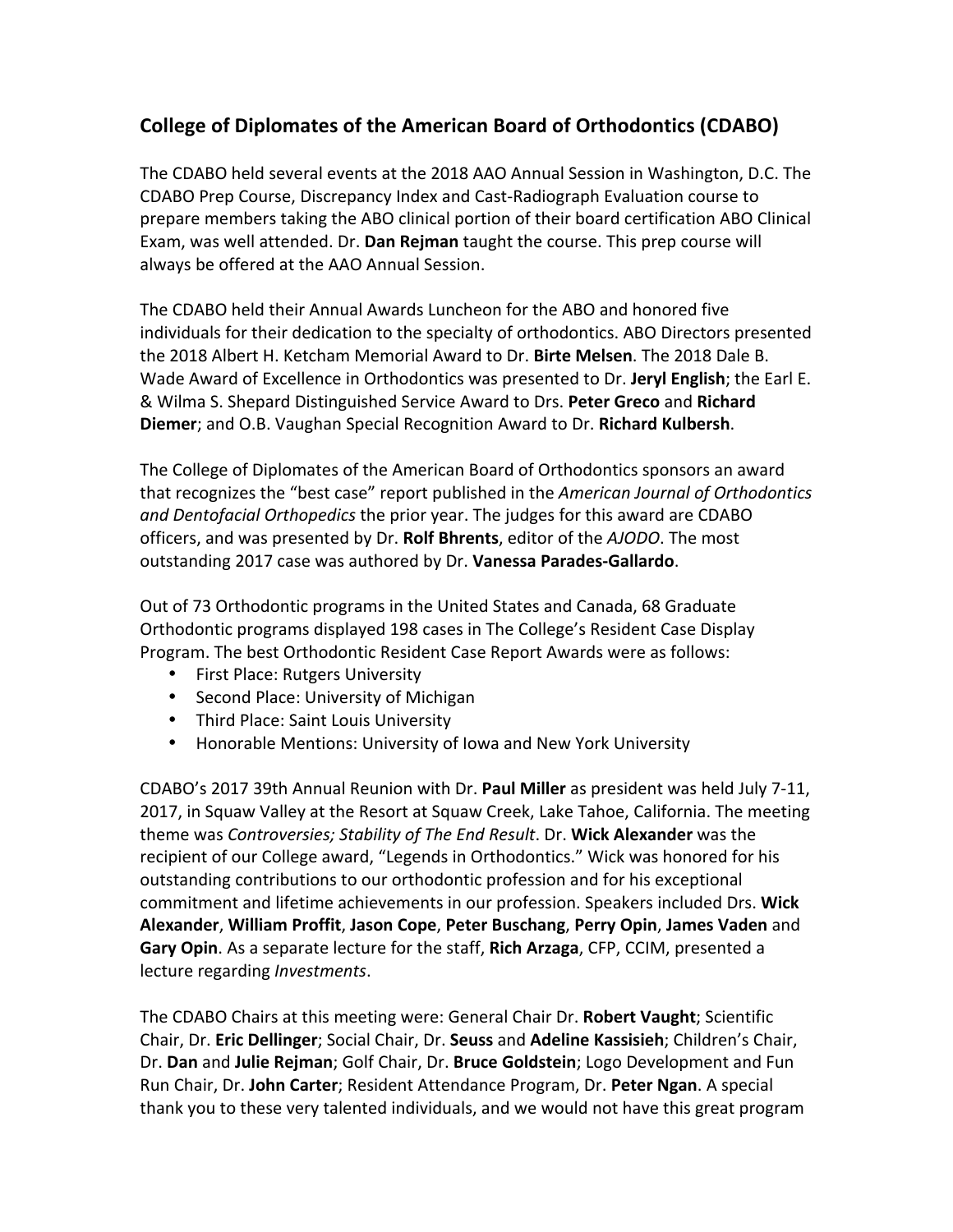## College of Diplomates of the American Board of Orthodontics (CDABO)

The CDABO held several events at the 2018 AAO Annual Session in Washington, D.C. The CDABO Prep Course, Discrepancy Index and Cast-Radiograph Evaluation course to prepare members taking the ABO clinical portion of their board certification ABO Clinical Exam, was well attended. Dr. **Dan Rejman** taught the course. This prep course will always be offered at the AAO Annual Session.

The CDABO held their Annual Awards Luncheon for the ABO and honored five individuals for their dedication to the specialty of orthodontics. ABO Directors presented the 2018 Albert H. Ketcham Memorial Award to Dr. **Birte Melsen**. The 2018 Dale B. Wade Award of Excellence in Orthodontics was presented to Dr. **Jeryl English**; the Earl E. & Wilma S. Shepard Distinguished Service Award to Drs. **Peter Greco** and **Richard Diemer**; and O.B. Vaughan Special Recognition Award to Dr. **Richard Kulbersh**.

The College of Diplomates of the American Board of Orthodontics sponsors an award that recognizes the "best case" report published in the *American Journal of Orthodontics and Dentofacial Orthopedics* the prior year. The judges for this award are CDABO officers, and was presented by Dr. **Rolf Bhrents**, editor of the *AJODO*. The most outstanding 2017 case was authored by Dr. **Vanessa Parades-Gallardo**.

Out of 73 Orthodontic programs in the United States and Canada, 68 Graduate Orthodontic programs displayed 198 cases in The College's Resident Case Display Program. The best Orthodontic Resident Case Report Awards were as follows:

- First Place: Rutgers University
- Second Place: University of Michigan
- Third Place: Saint Louis University
- Honorable Mentions: University of Iowa and New York University

CDABO's 2017 39th Annual Reunion with Dr. **Paul Miller** as president was held July 7-11, 2017, in Squaw Valley at the Resort at Squaw Creek, Lake Tahoe, California. The meeting theme was *Controversies; Stability of The End Result*. Dr. **Wick Alexander** was the recipient of our College award, "Legends in Orthodontics." Wick was honored for his outstanding contributions to our orthodontic profession and for his exceptional commitment and lifetime achievements in our profession. Speakers included Drs. **Wick Alexander**, **William Proffit**, **Jason Cope**, **Peter Buschang**, **Perry Opin**, **James Vaden** and **Gary Opin**. As a separate lecture for the staff, **Rich Arzaga**, CFP, CCIM, presented a lecture regarding *Investments*.

The CDABO Chairs at this meeting were: General Chair Dr. **Robert Vaught**; Scientific Chair, Dr. **Eric Dellinger**; Social Chair, Dr. **Seuss** and **Adeline Kassisieh**; Children's Chair, Dr. **Dan** and **Julie Rejman**; Golf Chair, Dr. **Bruce Goldstein**; Logo Development and Fun Run Chair, Dr. **John Carter**; Resident Attendance Program, Dr. **Peter Ngan**. A special thank you to these very talented individuals, and we would not have this great program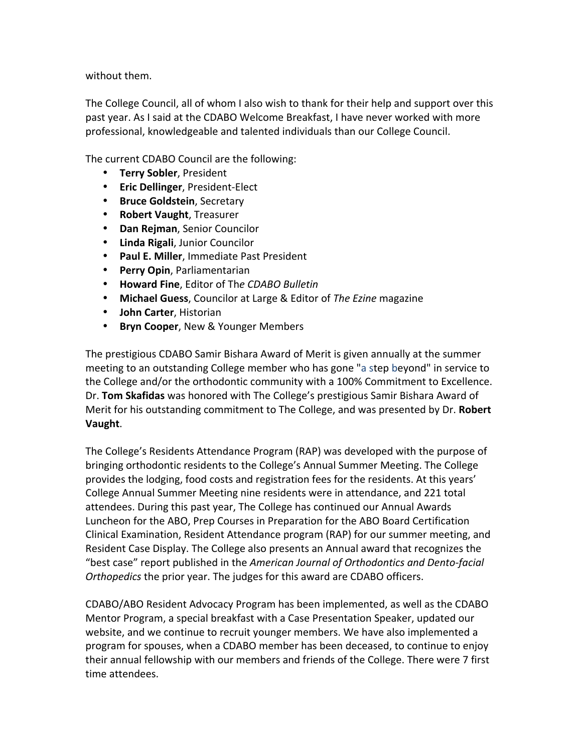without them.

The College Council, all of whom I also wish to thank for their help and support over this past year. As I said at the CDABO Welcome Breakfast, I have never worked with more professional, knowledgeable and talented individuals than our College Council.

The current CDABO Council are the following:

- **Terry Sobler**, President
- **Eric Dellinger**, President-Elect
- **Bruce Goldstein**, Secretary
- **Robert Vaught**, Treasurer
- **Dan Rejman**, Senior Councilor
- **Linda Rigali**, Junior Councilor
- **Paul E. Miller**, Immediate Past President
- **Perry Opin**, Parliamentarian
- **Howard Fine**, Editor of Th*e CDABO Bulletin*
- **Michael Guess**, Councilor at Large & Editor of *The Ezine* magazine
- **John Carter**, Historian
- **Bryn Cooper**, New & Younger Members

The prestigious CDABO Samir Bishara Award of Merit is given annually at the summer meeting to an outstanding College member who has gone "a step beyond" in service to the College and/or the orthodontic community with a 100% Commitment to Excellence. Dr. **Tom Skafidas** was honored with The College's prestigious Samir Bishara Award of Merit for his outstanding commitment to The College, and was presented by Dr. **Robert Vaught**.

The College's Residents Attendance Program (RAP) was developed with the purpose of bringing orthodontic residents to the College's Annual Summer Meeting. The College provides the lodging, food costs and registration fees for the residents. At this years' College Annual Summer Meeting nine residents were in attendance, and 221 total attendees. During this past year, The College has continued our Annual Awards Luncheon for the ABO, Prep Courses in Preparation for the ABO Board Certification Clinical Examination, Resident Attendance program (RAP) for our summer meeting, and Resident Case Display. The College also presents an Annual award that recognizes the "best case" report published in the *American Journal of Orthodontics and Dento-facial Orthopedics* the prior year. The judges for this award are CDABO officers.

CDABO/ABO Resident Advocacy Program has been implemented, as well as the CDABO Mentor Program, a special breakfast with a Case Presentation Speaker, updated our website, and we continue to recruit younger members. We have also implemented a program for spouses, when a CDABO member has been deceased, to continue to enjoy their annual fellowship with our members and friends of the College. There were 7 first time attendees.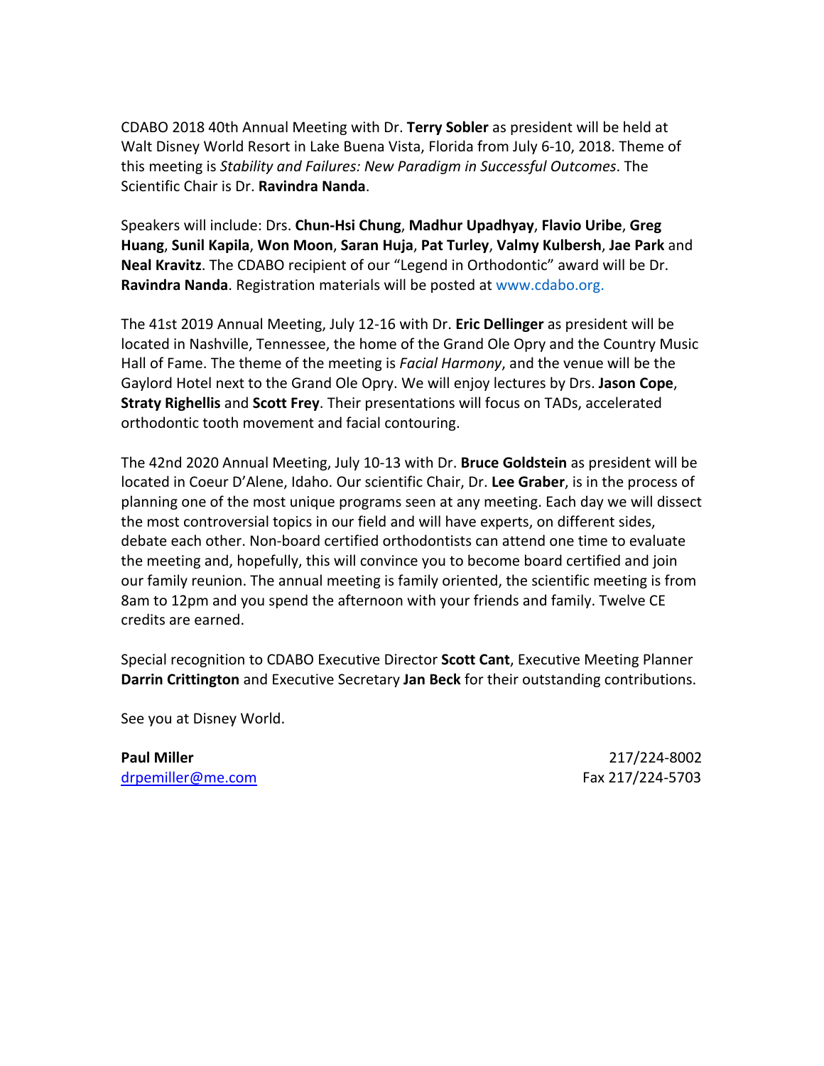CDABO 2018 40th Annual Meeting with Dr. **Terry Sobler** as president will be held at Walt Disney World Resort in Lake Buena Vista, Florida from July 6-10, 2018. Theme of this meeting is *Stability and Failures: New Paradigm in Successful Outcomes*. The Scientific Chair is Dr. **Ravindra Nanda**.

Speakers will include: Drs. **Chun-Hsi Chung**, **Madhur Upadhyay**, **Flavio Uribe**, **Greg Huang**, **Sunil Kapila**, **Won Moon**, **Saran Huja**, **Pat Turley**, **Valmy Kulbersh**, **Jae Park** and **Neal Kravitz**. The CDABO recipient of our "Legend in Orthodontic" award will be Dr. **Ravindra Nanda**. Registration materials will be posted at www.cdabo.org.

The 41st 2019 Annual Meeting, July 12-16 with Dr. **Eric Dellinger** as president will be located in Nashville, Tennessee, the home of the Grand Ole Opry and the Country Music Hall of Fame. The theme of the meeting is *Facial Harmony*, and the venue will be the Gaylord Hotel next to the Grand Ole Opry. We will enjoy lectures by Drs. **Jason Cope**, **Straty Righellis** and **Scott Frey**. Their presentations will focus on TADs, accelerated orthodontic tooth movement and facial contouring.

The 42nd 2020 Annual Meeting, July 10-13 with Dr. **Bruce Goldstein** as president will be located in Coeur D'Alene, Idaho. Our scientific Chair, Dr. **Lee Graber**, is in the process of planning one of the most unique programs seen at any meeting. Each day we will dissect the most controversial topics in our field and will have experts, on different sides, debate each other. Non-board certified orthodontists can attend one time to evaluate the meeting and, hopefully, this will convince you to become board certified and join our family reunion. The annual meeting is family oriented, the scientific meeting is from 8am to 12pm and you spend the afternoon with your friends and family. Twelve CE credits are earned.

Special recognition to CDABO Executive Director **Scott Cant**, Executive Meeting Planner **Darrin Crittington** and Executive Secretary **Jan Beck** for their outstanding contributions.

See you at Disney World.

**Paul Miller**
drpemiller@me.com

217/224-8002
Fax 217/224-5703